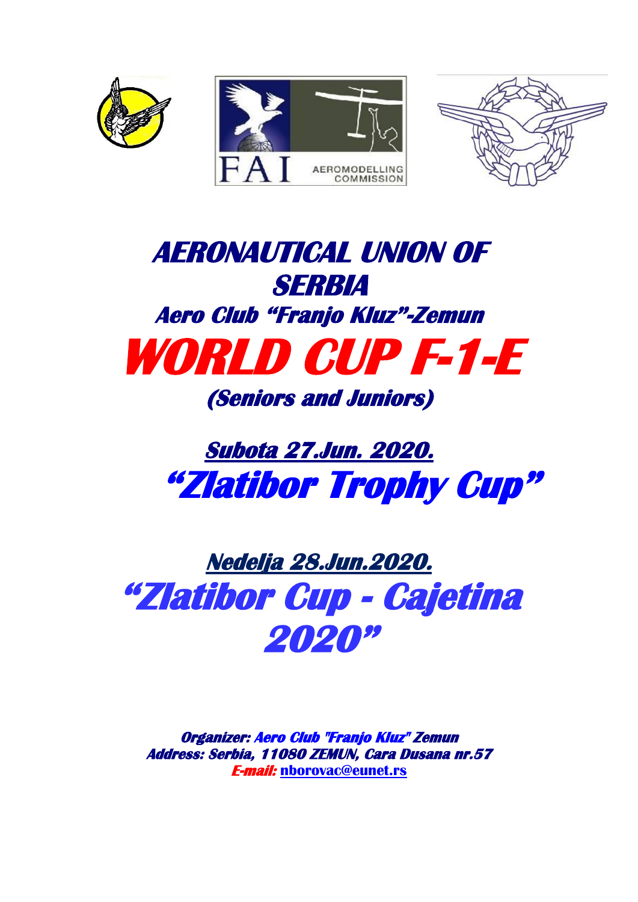FAI AEROMODELLING COMMISSION

# AERONAUTICAL UNION OF SERBIA

## Aero Club "Franjo Kluz"-Zemun

# WORLD CUP F-1-E

## (Seniors and Juniors)

**Subota 27.Jun. 2020.**

## "Zlatibor Trophy Cup"

**Nedelja 28.Jun.2020.**

## "Zlatibor Cup - Cajetina 2020"

**Organizer: Aero Club "Franjo Kluz" Zemun**
**Address: Serbia, 11080 ZEMUN, Cara Dusana nr.57**
**E-mail: nborovac@eunet.rs**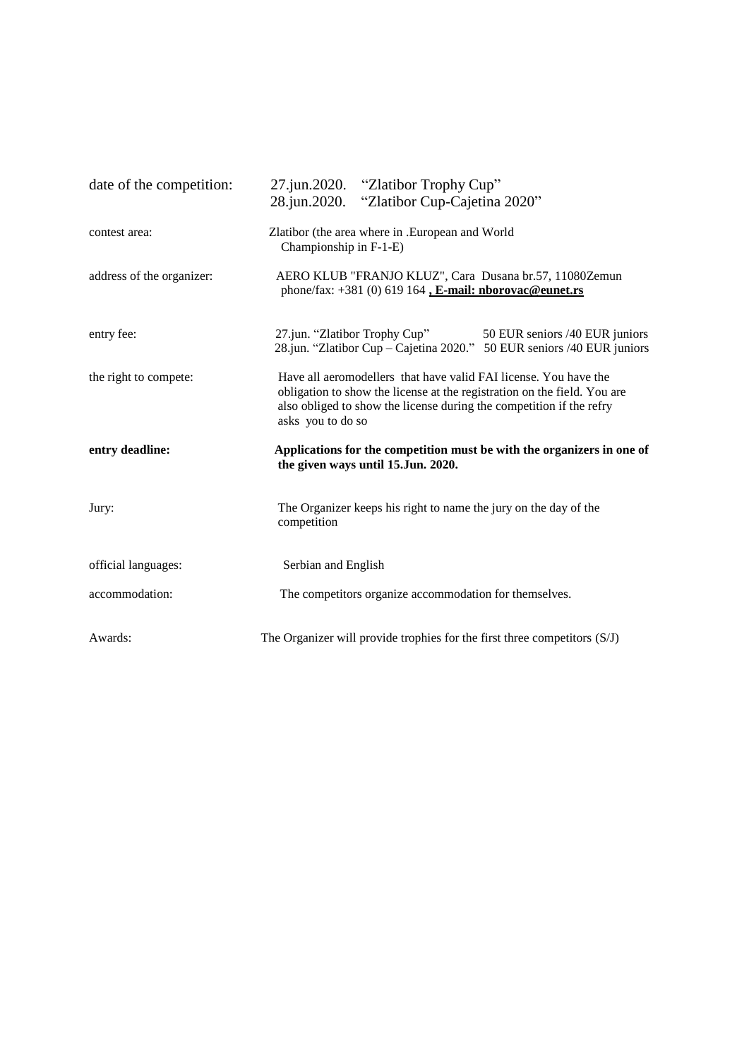| | |
|---|---|
| date of the competition: | 27.jun.2020. "Zlatibor Trophy Cup"<br>28.jun.2020. "Zlatibor Cup-Cajetina 2020" |
| contest area: | Zlatibor (the area where in .European and World Championship in F-1-E) |
| address of the organizer: | AERO KLUB "FRANJO KLUZ", Cara Dusana br.57, 11080Zemun<br>phone/fax: +381 (0) 619 164 **, E-mail: nborovac@eunet.rs** |
| entry fee: | 27.jun. "Zlatibor Trophy Cup" 50 EUR seniors /40 EUR juniors<br>28.jun. "Zlatibor Cup – Cajetina 2020." 50 EUR seniors /40 EUR juniors |
| the right to compete: | Have all aeromodellers that have valid FAI license. You have the obligation to show the license at the registration on the field. You are also obliged to show the license during the competition if the refry asks you to do so |
| **entry deadline:** | **Applications for the competition must be with the organizers in one of the given ways until 15.Jun. 2020.** |
| Jury: | The Organizer keeps his right to name the jury on the day of the competition |
| official languages: | Serbian and English |
| accommodation: | The competitors organize accommodation for themselves. |
| Awards: | The Organizer will provide trophies for the first three competitors (S/J) |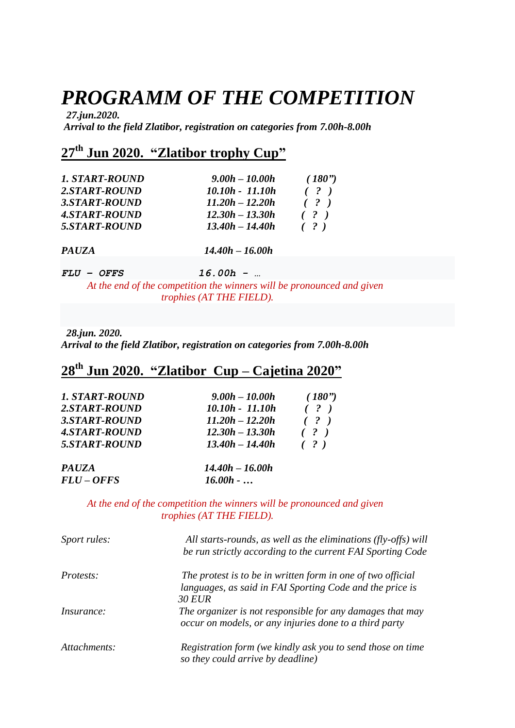# *PROGRAMM OF THE COMPETITION*

***27.jun.2020.***
***Arrival to the field Zlatibor, registration on categories from 7.00h-8.00h***

## 27th Jun 2020. "Zlatibor trophy Cup"

| | | |
|---|---|---|
| ***1. START-ROUND*** | ***9.00h – 10.00h*** | ***(180")*** |
| ***2.START-ROUND*** | ***10.10h - 11.10h*** | ***( ? )*** |
| ***3.START-ROUND*** | ***11.20h – 12.20h*** | ***( ? )*** |
| ***4.START-ROUND*** | ***12.30h – 13.30h*** | ***( ? )*** |
| ***5.START-ROUND*** | ***13.40h – 14.40h*** | ***( ? )*** |

***PAUZA*** ***14.40h – 16.00h***

***FLU - OFFS*** ***16.00h - …***

*At the end of the competition the winners will be pronounced and given trophies (AT THE FIELD).*

***28.jun. 2020.***
***Arrival to the field Zlatibor, registration on categories from 7.00h-8.00h***

## 28th Jun 2020. "Zlatibor Cup – Cajetina 2020"

| | | |
|---|---|---|
| ***1. START-ROUND*** | ***9.00h – 10.00h*** | ***(180")*** |
| ***2.START-ROUND*** | ***10.10h - 11.10h*** | ***( ? )*** |
| ***3.START-ROUND*** | ***11.20h – 12.20h*** | ***( ? )*** |
| ***4.START-ROUND*** | ***12.30h – 13.30h*** | ***( ? )*** |
| ***5.START-ROUND*** | ***13.40h – 14.40h*** | ***( ? )*** |

***PAUZA*** ***14.40h – 16.00h***
***FLU – OFFS*** ***16.00h - …***

*At the end of the competition the winners will be pronounced and given trophies (AT THE FIELD).*

| | |
|---|---|
| *Sport rules:* | *All starts-rounds, as well as the eliminations (fly-offs) will be run strictly according to the current FAI Sporting Code* |
| *Protests:* | *The protest is to be in written form in one of two official languages, as said in FAI Sporting Code and the price is 30 EUR* |
| *Insurance:* | *The organizer is not responsible for any damages that may occur on models, or any injuries done to a third party* |
| *Attachments:* | *Registration form (we kindly ask you to send those on time so they could arrive by deadline)* |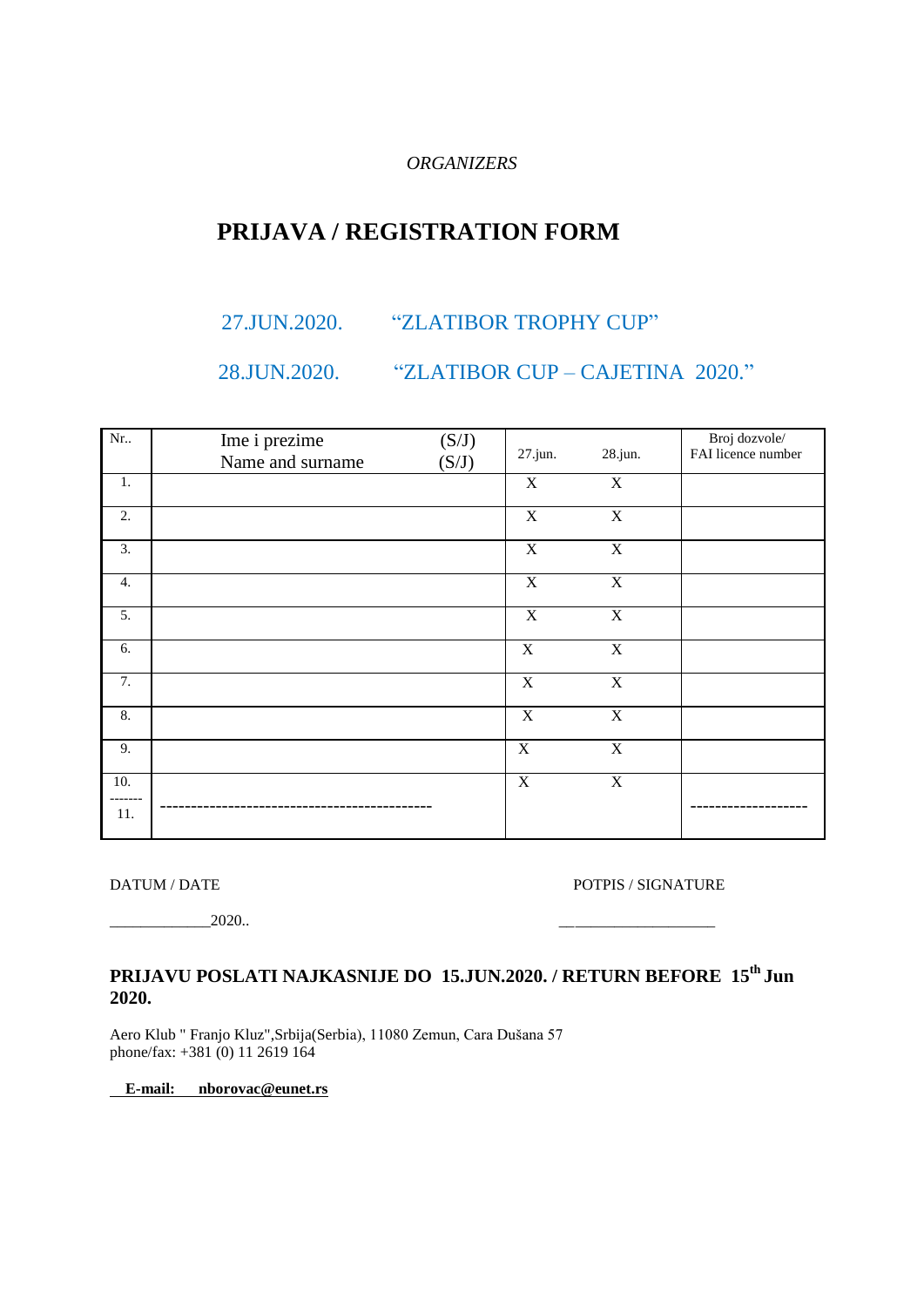*ORGANIZERS*

# PRIJAVA / REGISTRATION FORM

27.JUN.2020. "ZLATIBOR TROPHY CUP"

28.JUN.2020. "ZLATIBOR CUP – CAJETINA 2020."

| Nr.. | Ime i prezime (S/J)<br>Name and surname (S/J) | 27.jun. | 28.jun. | Broj dozvole/<br>FAI licence number |
|---|---|---|---|---|
| 1. | | X | X | |
| 2. | | X | X | |
| 3. | | X | X | |
| 4. | | X | X | |
| 5. | | X | X | |
| 6. | | X | X | |
| 7. | | X | X | |
| 8. | | X | X | |
| 9. | | X | X | |
| 10.<br>-------<br>11. | -------------------------------------------- | X | X | ------------------- |

DATUM / DATE

_____________2020..

POTPIS / SIGNATURE

____________________

**PRIJAVU POSLATI NAJKASNIJE DO 15.JUN.2020. / RETURN BEFORE 15th Jun 2020.**

Aero Klub " Franjo Kluz",Srbija(Serbia), 11080 Zemun, Cara Dušana 57
phone/fax: +381 (0) 11 2619 164

**E-mail: nborovac@eunet.rs**